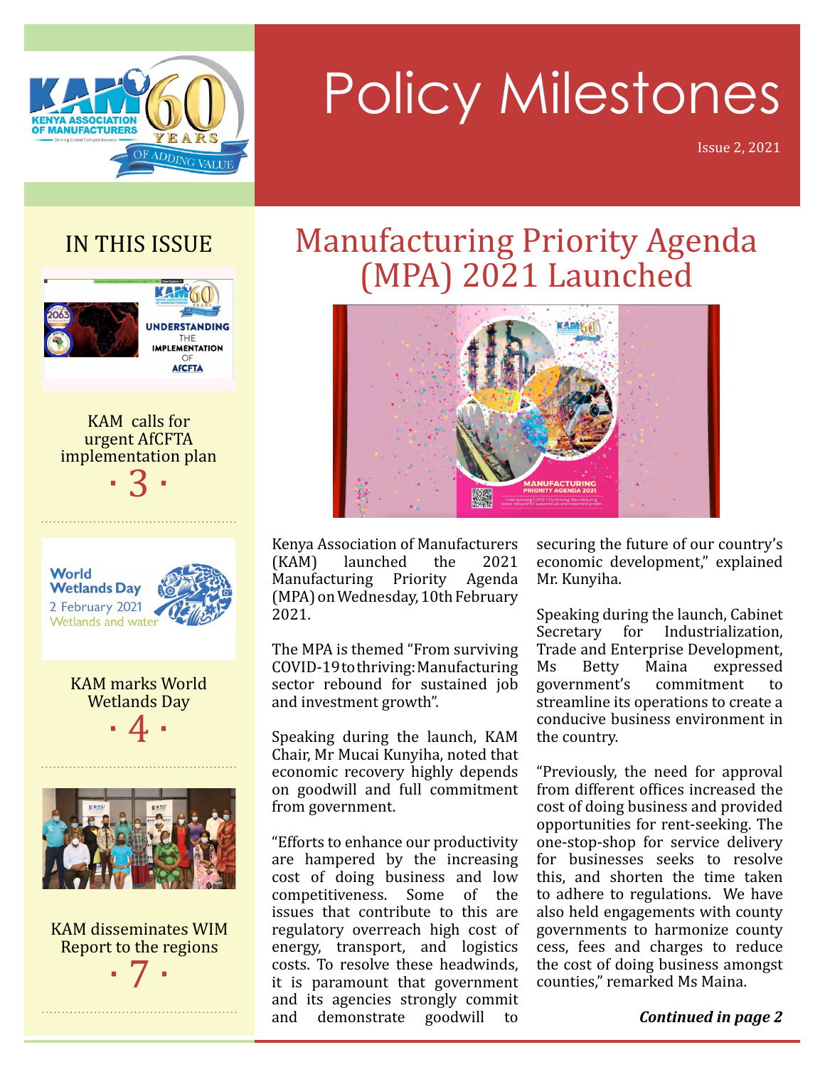# Policy Milestones

Issue 2, 2021

## IN THIS ISSUE

KAM calls for urgent AfCFTA implementation plan · 3 ·

KAM marks World Wetlands Day · 4 ·

KAM disseminates WIM Report to the regions · 7 ·

# Manufacturing Priority Agenda (MPA) 2021 Launched

Kenya Association of Manufacturers (KAM) launched the 2021 Manufacturing Priority Agenda (MPA) on Wednesday, 10th February 2021.

The MPA is themed "From surviving COVID-19 to thriving: Manufacturing sector rebound for sustained job and investment growth".

Speaking during the launch, KAM Chair, Mr Mucai Kunyiha, noted that economic recovery highly depends on goodwill and full commitment from government.

"Efforts to enhance our productivity are hampered by the increasing cost of doing business and low competitiveness. Some of the issues that contribute to this are regulatory overreach high cost of energy, transport, and logistics costs. To resolve these headwinds, it is paramount that government and its agencies strongly commit and demonstrate goodwill to securing the future of our country's economic development," explained Mr. Kunyiha.

Speaking during the launch, Cabinet Secretary for Industrialization, Trade and Enterprise Development, Ms Betty Maina expressed government's commitment to streamline its operations to create a conducive business environment in the country.

"Previously, the need for approval from different offices increased the cost of doing business and provided opportunities for rent-seeking. The one-stop-shop for service delivery for businesses seeks to resolve this, and shorten the time taken to adhere to regulations. We have also held engagements with county governments to harmonize county cess, fees and charges to reduce the cost of doing business amongst counties," remarked Ms Maina.

***Continued in page 2***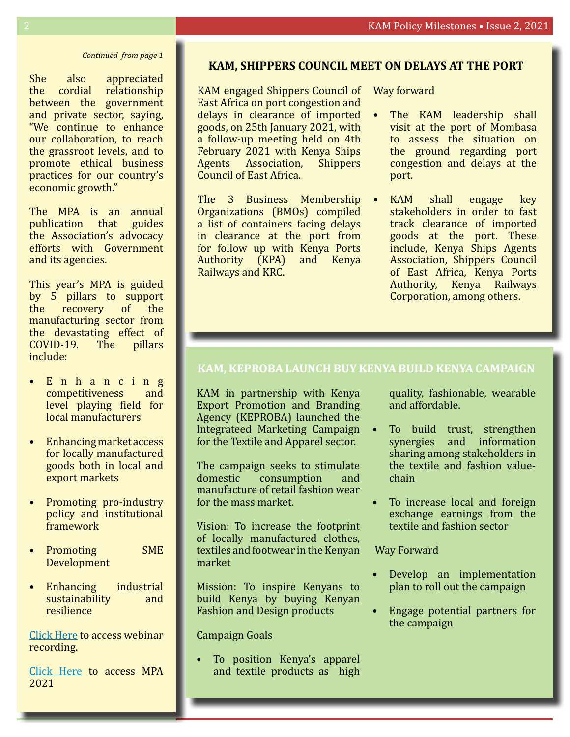*Continued from page 1*

She also appreciated the cordial relationship between the government and private sector, saying, "We continue to enhance our collaboration, to reach the grassroot levels, and to promote ethical business practices for our country's economic growth."

The MPA is an annual publication that guides the Association's advocacy efforts with Government and its agencies.

This year's MPA is guided by 5 pillars to support the recovery of the manufacturing sector from the devastating effect of COVID-19. The pillars include:

- Enhancing competitiveness and level playing field for local manufacturers
- Enhancing market access for locally manufactured goods both in local and export markets
- Promoting pro-industry policy and institutional framework
- Promoting SME Development
- Enhancing industrial sustainability and resilience

Click Here to access webinar recording.

Click Here to access MPA 2021

## KAM, SHIPPERS COUNCIL MEET ON DELAYS AT THE PORT

KAM engaged Shippers Council of East Africa on port congestion and delays in clearance of imported goods, on 25th January 2021, with a follow-up meeting held on 4th February 2021 with Kenya Ships Agents Association, Shippers Council of East Africa.

The 3 Business Membership Organizations (BMOs) compiled a list of containers facing delays in clearance at the port from for follow up with Kenya Ports Authority (KPA) and Kenya Railways and KRC.

Way forward

- The KAM leadership shall visit at the port of Mombasa to assess the situation on the ground regarding port congestion and delays at the port.
- KAM shall engage key stakeholders in order to fast track clearance of imported goods at the port. These include, Kenya Ships Agents Association, Shippers Council of East Africa, Kenya Ports Authority, Kenya Railways Corporation, among others.

## KAM, KEPROBA LAUNCH BUY KENYA BUILD KENYA CAMPAIGN

KAM in partnership with Kenya Export Promotion and Branding Agency (KEPROBA) launched the Integrateed Marketing Campaign for the Textile and Apparel sector.

The campaign seeks to stimulate domestic consumption and manufacture of retail fashion wear for the mass market.

Vision: To increase the footprint of locally manufactured clothes, textiles and footwear in the Kenyan market

Mission: To inspire Kenyans to build Kenya by buying Kenyan Fashion and Design products

Campaign Goals

- To position Kenya's apparel and textile products as high quality, fashionable, wearable and affordable.
- To build trust, strengthen synergies and information sharing among stakeholders in the textile and fashion value-chain
- To increase local and foreign exchange earnings from the textile and fashion sector

Way Forward

- Develop an implementation plan to roll out the campaign
- Engage potential partners for the campaign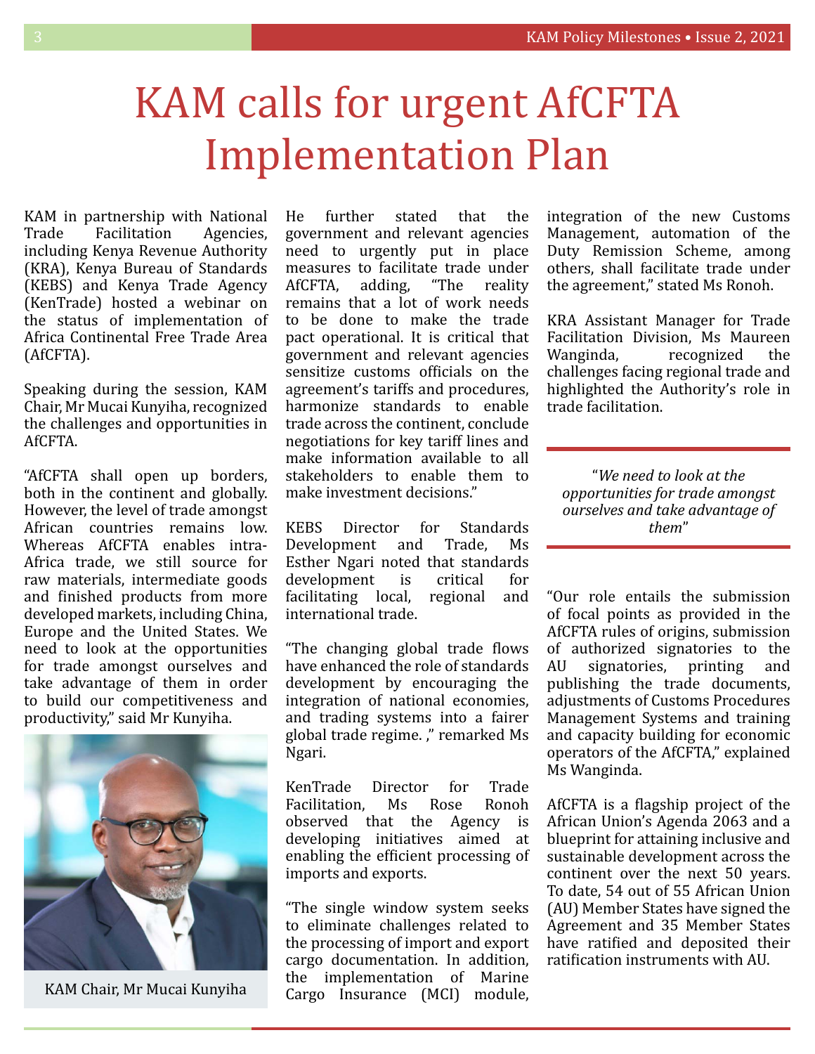# KAM calls for urgent AfCFTA Implementation Plan

KAM in partnership with National Trade Facilitation Agencies, including Kenya Revenue Authority (KRA), Kenya Bureau of Standards (KEBS) and Kenya Trade Agency (KenTrade) hosted a webinar on the status of implementation of Africa Continental Free Trade Area (AfCFTA).

Speaking during the session, KAM Chair, Mr Mucai Kunyiha, recognized the challenges and opportunities in AfCFTA.

"AfCFTA shall open up borders, both in the continent and globally. However, the level of trade amongst African countries remains low. Whereas AfCFTA enables intra-Africa trade, we still source for raw materials, intermediate goods and finished products from more developed markets, including China, Europe and the United States. We need to look at the opportunities for trade amongst ourselves and take advantage of them in order to build our competitiveness and productivity," said Mr Kunyiha.

KAM Chair, Mr Mucai Kunyiha

He further stated that the government and relevant agencies need to urgently put in place measures to facilitate trade under AfCFTA, adding, "The reality remains that a lot of work needs to be done to make the trade pact operational. It is critical that government and relevant agencies sensitize customs officials on the agreement's tariffs and procedures, harmonize standards to enable trade across the continent, conclude negotiations for key tariff lines and make information available to all stakeholders to enable them to make investment decisions."

KEBS Director for Standards Development and Trade, Ms Esther Ngari noted that standards development is critical for facilitating local, regional and international trade.

"The changing global trade flows have enhanced the role of standards development by encouraging the integration of national economies, and trading systems into a fairer global trade regime. ," remarked Ms Ngari.

KenTrade Director for Trade Facilitation, Ms Rose Ronoh observed that the Agency is developing initiatives aimed at enabling the efficient processing of imports and exports.

"The single window system seeks to eliminate challenges related to the processing of import and export cargo documentation. In addition, the implementation of Marine Cargo Insurance (MCI) module, integration of the new Customs Management, automation of the Duty Remission Scheme, among others, shall facilitate trade under the agreement," stated Ms Ronoh.

KRA Assistant Manager for Trade Facilitation Division, Ms Maureen Wanginda, recognized the challenges facing regional trade and highlighted the Authority's role in trade facilitation.

> "*We need to look at the opportunities for trade amongst ourselves and take advantage of them*"

"Our role entails the submission of focal points as provided in the AfCFTA rules of origins, submission of authorized signatories to the AU signatories, printing and publishing the trade documents, adjustments of Customs Procedures Management Systems and training and capacity building for economic operators of the AfCFTA," explained Ms Wanginda.

AfCFTA is a flagship project of the African Union's Agenda 2063 and a blueprint for attaining inclusive and sustainable development across the continent over the next 50 years. To date, 54 out of 55 African Union (AU) Member States have signed the Agreement and 35 Member States have ratified and deposited their ratification instruments with AU.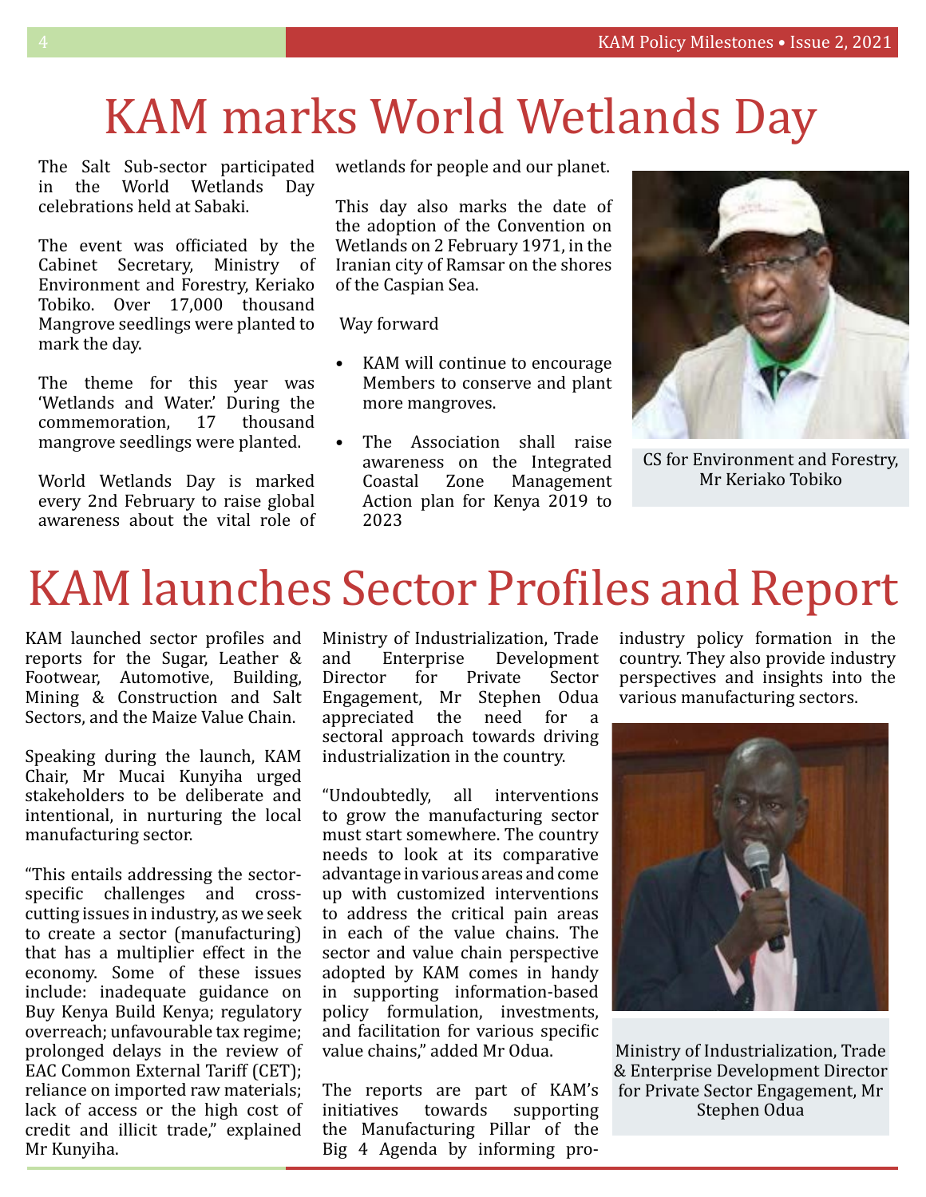# KAM marks World Wetlands Day

The Salt Sub-sector participated in the World Wetlands Day celebrations held at Sabaki.

The event was officiated by the Cabinet Secretary, Ministry of Environment and Forestry, Keriako Tobiko. Over 17,000 thousand Mangrove seedlings were planted to mark the day.

The theme for this year was 'Wetlands and Water.' During the commemoration, 17 thousand mangrove seedlings were planted.

World Wetlands Day is marked every 2nd February to raise global awareness about the vital role of wetlands for people and our planet.

This day also marks the date of the adoption of the Convention on Wetlands on 2 February 1971, in the Iranian city of Ramsar on the shores of the Caspian Sea.

Way forward

- KAM will continue to encourage Members to conserve and plant more mangroves.
- The Association shall raise awareness on the Integrated Coastal Zone Management Action plan for Kenya 2019 to 2023

CS for Environment and Forestry, Mr Keriako Tobiko

# KAM launches Sector Profiles and Report

KAM launched sector profiles and reports for the Sugar, Leather & Footwear, Automotive, Building, Mining & Construction and Salt Sectors, and the Maize Value Chain.

Speaking during the launch, KAM Chair, Mr Mucai Kunyiha urged stakeholders to be deliberate and intentional, in nurturing the local manufacturing sector.

"This entails addressing the sector-specific challenges and cross-cutting issues in industry, as we seek to create a sector (manufacturing) that has a multiplier effect in the economy. Some of these issues include: inadequate guidance on Buy Kenya Build Kenya; regulatory overreach; unfavourable tax regime; prolonged delays in the review of EAC Common External Tariff (CET); reliance on imported raw materials; lack of access or the high cost of credit and illicit trade," explained Mr Kunyiha.

Ministry of Industrialization, Trade and Enterprise Development Director for Private Sector Engagement, Mr Stephen Odua appreciated the need for a sectoral approach towards driving industrialization in the country.

"Undoubtedly, all interventions to grow the manufacturing sector must start somewhere. The country needs to look at its comparative advantage in various areas and come up with customized interventions to address the critical pain areas in each of the value chains. The sector and value chain perspective adopted by KAM comes in handy in supporting information-based policy formulation, investments, and facilitation for various specific value chains," added Mr Odua.

The reports are part of KAM's initiatives towards supporting the Manufacturing Pillar of the Big 4 Agenda by informing pro-industry policy formation in the country. They also provide industry perspectives and insights into the various manufacturing sectors.

Ministry of Industrialization, Trade & Enterprise Development Director for Private Sector Engagement, Mr Stephen Odua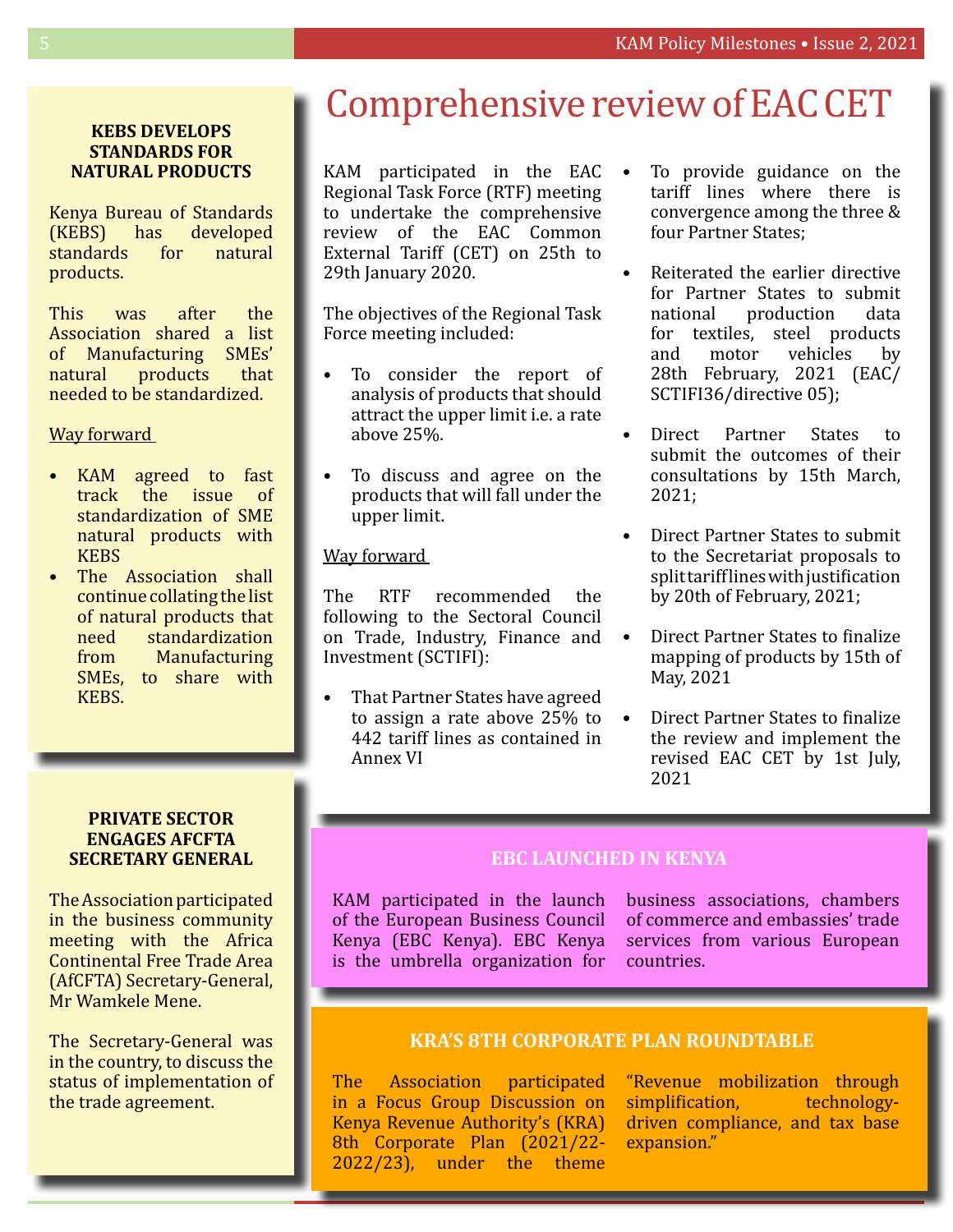## KEBS DEVELOPS STANDARDS FOR NATURAL PRODUCTS

Kenya Bureau of Standards (KEBS) has developed standards for natural products.

This was after the Association shared a list of Manufacturing SMEs' natural products that needed to be standardized.

Way forward

- KAM agreed to fast track the issue of standardization of SME natural products with KEBS
- The Association shall continue collating the list of natural products that need standardization from Manufacturing SMEs, to share with KEBS.

## PRIVATE SECTOR ENGAGES AFCFTA SECRETARY GENERAL

The Association participated in the business community meeting with the Africa Continental Free Trade Area (AfCFTA) Secretary-General, Mr Wamkele Mene.

The Secretary-General was in the country, to discuss the status of implementation of the trade agreement.

# Comprehensive review of EAC CET

KAM participated in the EAC Regional Task Force (RTF) meeting to undertake the comprehensive review of the EAC Common External Tariff (CET) on 25th to 29th January 2020.

The objectives of the Regional Task Force meeting included:

- To consider the report of analysis of products that should attract the upper limit i.e. a rate above 25%.
- To discuss and agree on the products that will fall under the upper limit.

Way forward

The RTF recommended the following to the Sectoral Council on Trade, Industry, Finance and Investment (SCTIFI):

- That Partner States have agreed to assign a rate above 25% to 442 tariff lines as contained in Annex VI
- To provide guidance on the tariff lines where there is convergence among the three & four Partner States;
- Reiterated the earlier directive for Partner States to submit national production data for textiles, steel products and motor vehicles by 28th February, 2021 (EAC/SCTIFI36/directive 05);
- Direct Partner States to submit the outcomes of their consultations by 15th March, 2021;
- Direct Partner States to submit to the Secretariat proposals to split tariff lines with justification by 20th of February, 2021;
- Direct Partner States to finalize mapping of products by 15th of May, 2021
- Direct Partner States to finalize the review and implement the revised EAC CET by 1st July, 2021

## EBC LAUNCHED IN KENYA

KAM participated in the launch of the European Business Council Kenya (EBC Kenya). EBC Kenya is the umbrella organization for business associations, chambers of commerce and embassies' trade services from various European countries.

## KRA'S 8TH CORPORATE PLAN ROUNDTABLE

The Association participated in a Focus Group Discussion on Kenya Revenue Authority's (KRA) 8th Corporate Plan (2021/22-2022/23), under the theme "Revenue mobilization through simplification, technology-driven compliance, and tax base expansion."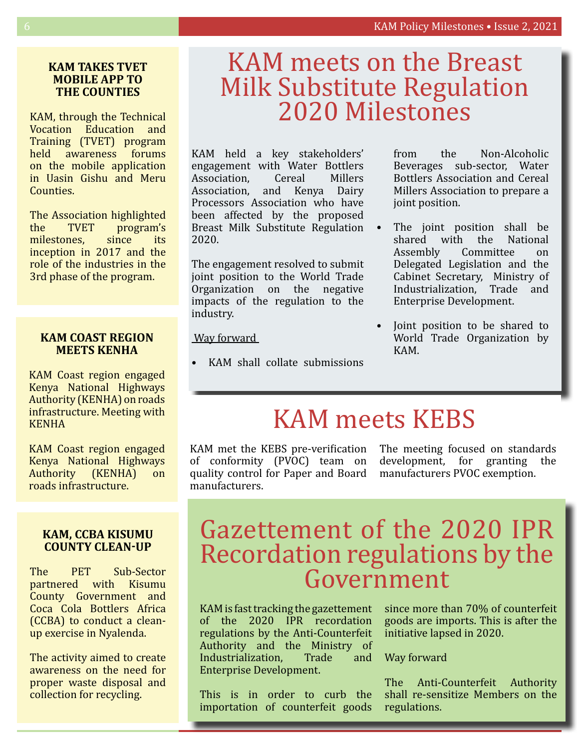### KAM TAKES TVET MOBILE APP TO THE COUNTIES

KAM, through the Technical Vocation Education and Training (TVET) program held awareness forums on the mobile application in Uasin Gishu and Meru Counties.

The Association highlighted the TVET program's milestones, since its inception in 2017 and the role of the industries in the 3rd phase of the program.

### KAM COAST REGION MEETS KENHA

KAM Coast region engaged Kenya National Highways Authority (KENHA) on roads infrastructure. Meeting with KENHA

KAM Coast region engaged Kenya National Highways Authority (KENHA) on roads infrastructure.

### KAM, CCBA KISUMU COUNTY CLEAN-UP

The PET Sub-Sector partnered with Kisumu County Government and Coca Cola Bottlers Africa (CCBA) to conduct a clean-up exercise in Nyalenda.

The activity aimed to create awareness on the need for proper waste disposal and collection for recycling.

# KAM meets on the Breast Milk Substitute Regulation 2020 Milestones

KAM held a key stakeholders' engagement with Water Bottlers Association, Cereal Millers Association, and Kenya Dairy Processors Association who have been affected by the proposed Breast Milk Substitute Regulation 2020.

The engagement resolved to submit joint position to the World Trade Organization on the negative impacts of the regulation to the industry.

Way forward

- KAM shall collate submissions from the Non-Alcoholic Beverages sub-sector, Water Bottlers Association and Cereal Millers Association to prepare a joint position.
- The joint position shall be shared with the National Assembly Committee on Delegated Legislation and the Cabinet Secretary, Ministry of Industrialization, Trade and Enterprise Development.
- Joint position to be shared to World Trade Organization by KAM.

# KAM meets KEBS

KAM met the KEBS pre-verification of conformity (PVOC) team on quality control for Paper and Board manufacturers.

The meeting focused on standards development, for granting the manufacturers PVOC exemption.

# Gazettement of the 2020 IPR Recordation regulations by the Government

KAM is fast tracking the gazettement of the 2020 IPR recordation regulations by the Anti-Counterfeit Authority and the Ministry of Industrialization, Trade and Enterprise Development.

This is in order to curb the importation of counterfeit goods since more than 70% of counterfeit goods are imports. This is after the initiative lapsed in 2020.

Way forward

The Anti-Counterfeit Authority shall re-sensitize Members on the regulations.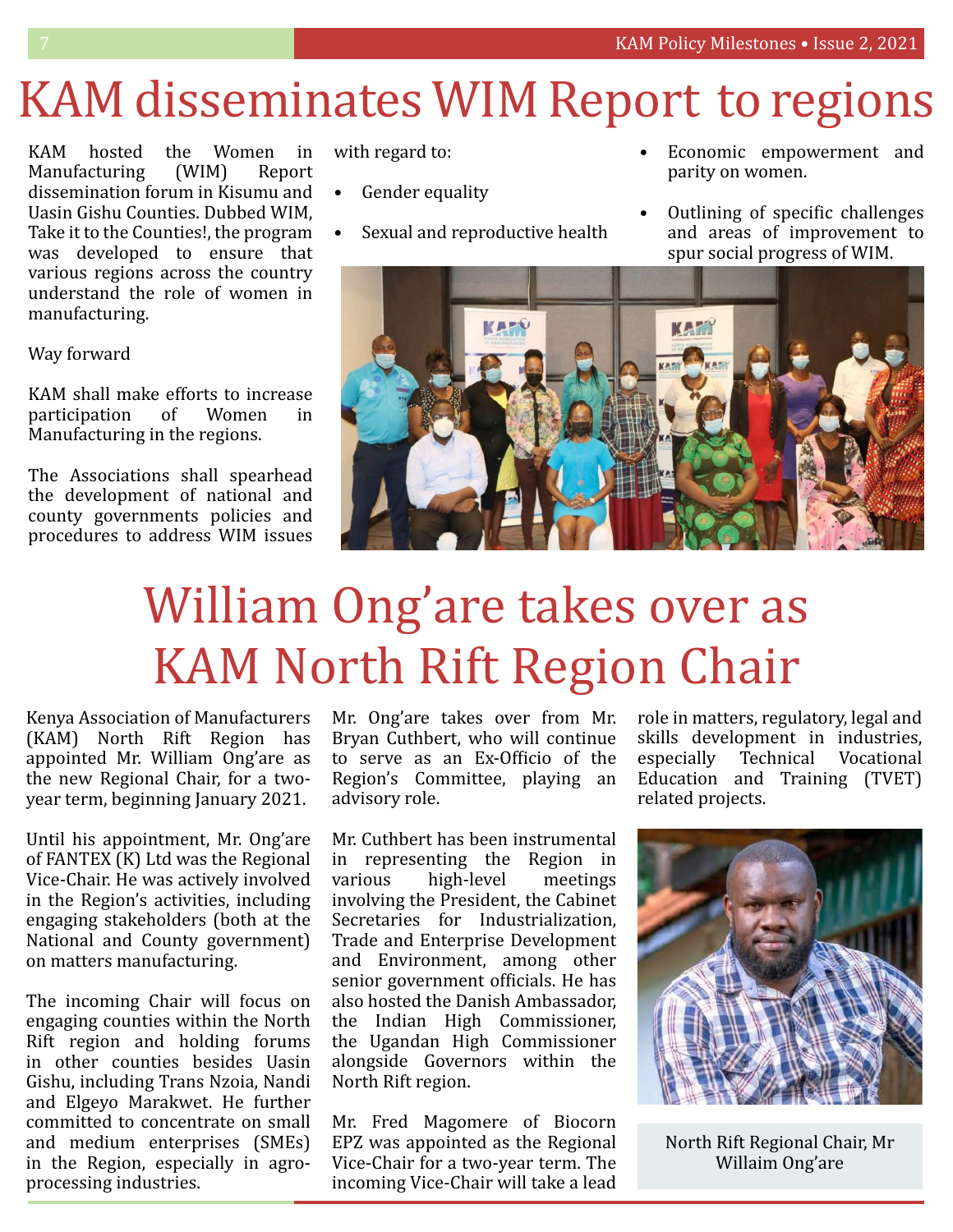# KAM disseminates WIM Report to regions

KAM hosted the Women in Manufacturing (WIM) Report dissemination forum in Kisumu and Uasin Gishu Counties. Dubbed WIM, Take it to the Counties!, the program was developed to ensure that various regions across the country understand the role of women in manufacturing.

Way forward

KAM shall make efforts to increase participation of Women in Manufacturing in the regions.

The Associations shall spearhead the development of national and county governments policies and procedures to address WIM issues with regard to:

- Gender equality
- Sexual and reproductive health
- Economic empowerment and parity on women.
- Outlining of specific challenges and areas of improvement to spur social progress of WIM.

# William Ong'are takes over as KAM North Rift Region Chair

Kenya Association of Manufacturers (KAM) North Rift Region has appointed Mr. William Ong'are as the new Regional Chair, for a two-year term, beginning January 2021.

Until his appointment, Mr. Ong'are of FANTEX (K) Ltd was the Regional Vice-Chair. He was actively involved in the Region's activities, including engaging stakeholders (both at the National and County government) on matters manufacturing.

The incoming Chair will focus on engaging counties within the North Rift region and holding forums in other counties besides Uasin Gishu, including Trans Nzoia, Nandi and Elgeyo Marakwet. He further committed to concentrate on small and medium enterprises (SMEs) in the Region, especially in agro-processing industries.

Mr. Ong'are takes over from Mr. Bryan Cuthbert, who will continue to serve as an Ex-Officio of the Region's Committee, playing an advisory role.

Mr. Cuthbert has been instrumental in representing the Region in various high-level meetings involving the President, the Cabinet Secretaries for Industrialization, Trade and Enterprise Development and Environment, among other senior government officials. He has also hosted the Danish Ambassador, the Indian High Commissioner, the Ugandan High Commissioner alongside Governors within the North Rift region.

Mr. Fred Magomere of Biocorn EPZ was appointed as the Regional Vice-Chair for a two-year term. The incoming Vice-Chair will take a lead role in matters, regulatory, legal and skills development in industries, especially Technical Vocational Education and Training (TVET) related projects.

North Rift Regional Chair, Mr Willaim Ong'are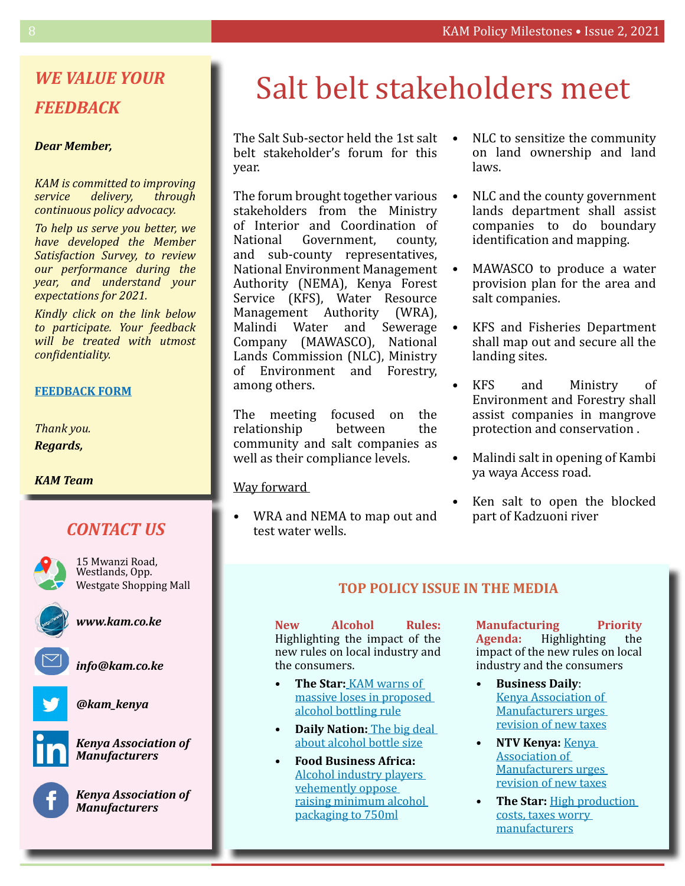# Salt belt stakeholders meet

The Salt Sub-sector held the 1st salt belt stakeholder's forum for this year.

The forum brought together various stakeholders from the Ministry of Interior and Coordination of National Government, county, and sub-county representatives, National Environment Management Authority (NEMA), Kenya Forest Service (KFS), Water Resource Management Authority (WRA), Malindi Water and Sewerage Company (MAWASCO), National Lands Commission (NLC), Ministry of Environment and Forestry, among others.

The meeting focused on the relationship between the community and salt companies as well as their compliance levels.

Way forward

- WRA and NEMA to map out and test water wells.
- NLC to sensitize the community on land ownership and land laws.
- NLC and the county government lands department shall assist companies to do boundary identification and mapping.
- MAWASCO to produce a water provision plan for the area and salt companies.
- KFS and Fisheries Department shall map out and secure all the landing sites.
- KFS and Ministry of Environment and Forestry shall assist companies in mangrove protection and conservation .
- Malindi salt in opening of Kambi ya waya Access road.
- Ken salt to open the blocked part of Kadzuoni river

## TOP POLICY ISSUE IN THE MEDIA

**New Alcohol Rules:** Highlighting the impact of the new rules on local industry and the consumers.

- **The Star:** KAM warns of massive loses in proposed alcohol bottling rule
- **Daily Nation:** The big deal about alcohol bottle size
- **Food Business Africa:** Alcohol industry players vehemently oppose raising minimum alcohol packaging to 750ml

**Manufacturing Priority Agenda:** Highlighting the impact of the new rules on local industry and the consumers

- **Business Daily**: Kenya Association of Manufacturers urges revision of new taxes
- **NTV Kenya:** Kenya Association of Manufacturers urges revision of new taxes
- **The Star:** High production costs, taxes worry manufacturers

## *WE VALUE YOUR FEEDBACK*

***Dear Member,***

*KAM is committed to improving service delivery, through continuous policy advocacy.*

*To help us serve you better, we have developed the Member Satisfaction Survey, to review our performance during the year, and understand your expectations for 2021.*

*Kindly click on the link below to participate. Your feedback will be treated with utmost confidentiality.*

**FEEDBACK FORM**

*Thank you.*

***Regards,***

***KAM Team***

## *CONTACT US*

15 Mwanzi Road, Westlands, Opp. Westgate Shopping Mall

***www.kam.co.ke***

***info@kam.co.ke***

***@kam_kenya***

***Kenya Association of Manufacturers***

***Kenya Association of Manufacturers***